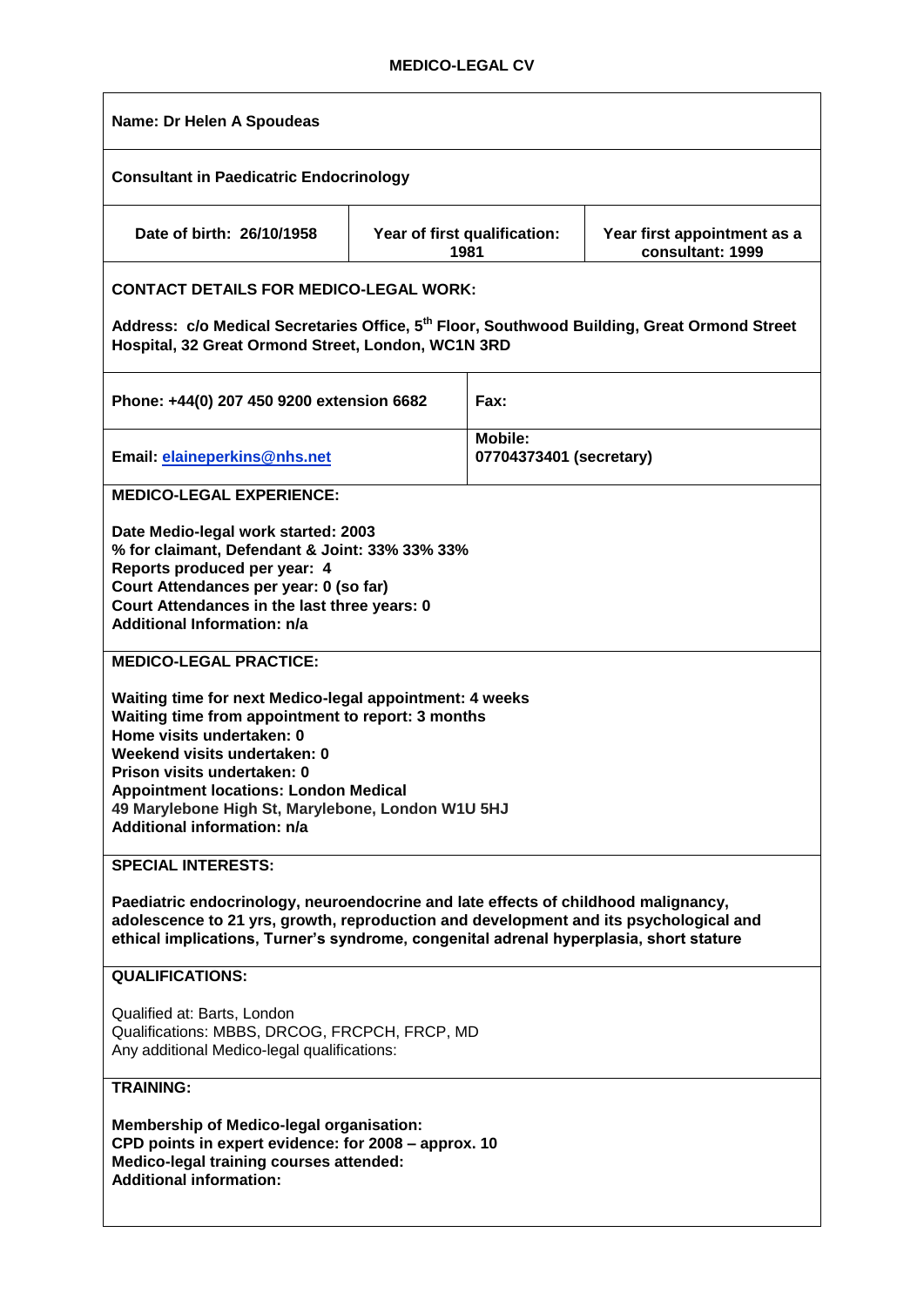## MEDICO-LEGAL CV

**Name: Dr Helen A Spoudeas**

**Consultant in Paediatric Endocrinology**

| Date of birth: 26/10/1958 | Year of first qualification: 1981 | Year first appointment as a consultant: 1999 |
|---|---|---|

**CONTACT DETAILS FOR MEDICO-LEGAL WORK:**

**Address: c/o Medical Secretaries Office, 5th Floor, Southwood Building, Great Ormond Street Hospital, 32 Great Ormond Street, London, WC1N 3RD**

| Phone: +44(0) 207 450 9200 extension 6682 | Fax: |
|---|---|
| Email: elaineperkins@nhs.net | Mobile: 07704373401 (secretary) |

**MEDICO-LEGAL EXPERIENCE:**

**Date Medio-legal work started: 2003**
**% for claimant, Defendant & Joint: 33% 33% 33%**
**Reports produced per year: 4**
**Court Attendances per year: 0 (so far)**
**Court Attendances in the last three years: 0**
**Additional Information: n/a**

**MEDICO-LEGAL PRACTICE:**

**Waiting time for next Medico-legal appointment: 4 weeks**
**Waiting time from appointment to report: 3 months**
**Home visits undertaken: 0**
**Weekend visits undertaken: 0**
**Prison visits undertaken: 0**
**Appointment locations: London Medical**
**49 Marylebone High St, Marylebone, London W1U 5HJ**
**Additional information: n/a**

**SPECIAL INTERESTS:**

**Paediatric endocrinology, neuroendocrine and late effects of childhood malignancy, adolescence to 21 yrs, growth, reproduction and development and its psychological and ethical implications, Turner's syndrome, congenital adrenal hyperplasia, short stature**

**QUALIFICATIONS:**

Qualified at: Barts, London
Qualifications: MBBS, DRCOG, FRCPCH, FRCP, MD
Any additional Medico-legal qualifications:

**TRAINING:**

**Membership of Medico-legal organisation:**
**CPD points in expert evidence: for 2008 – approx. 10**
**Medico-legal training courses attended:**
**Additional information:**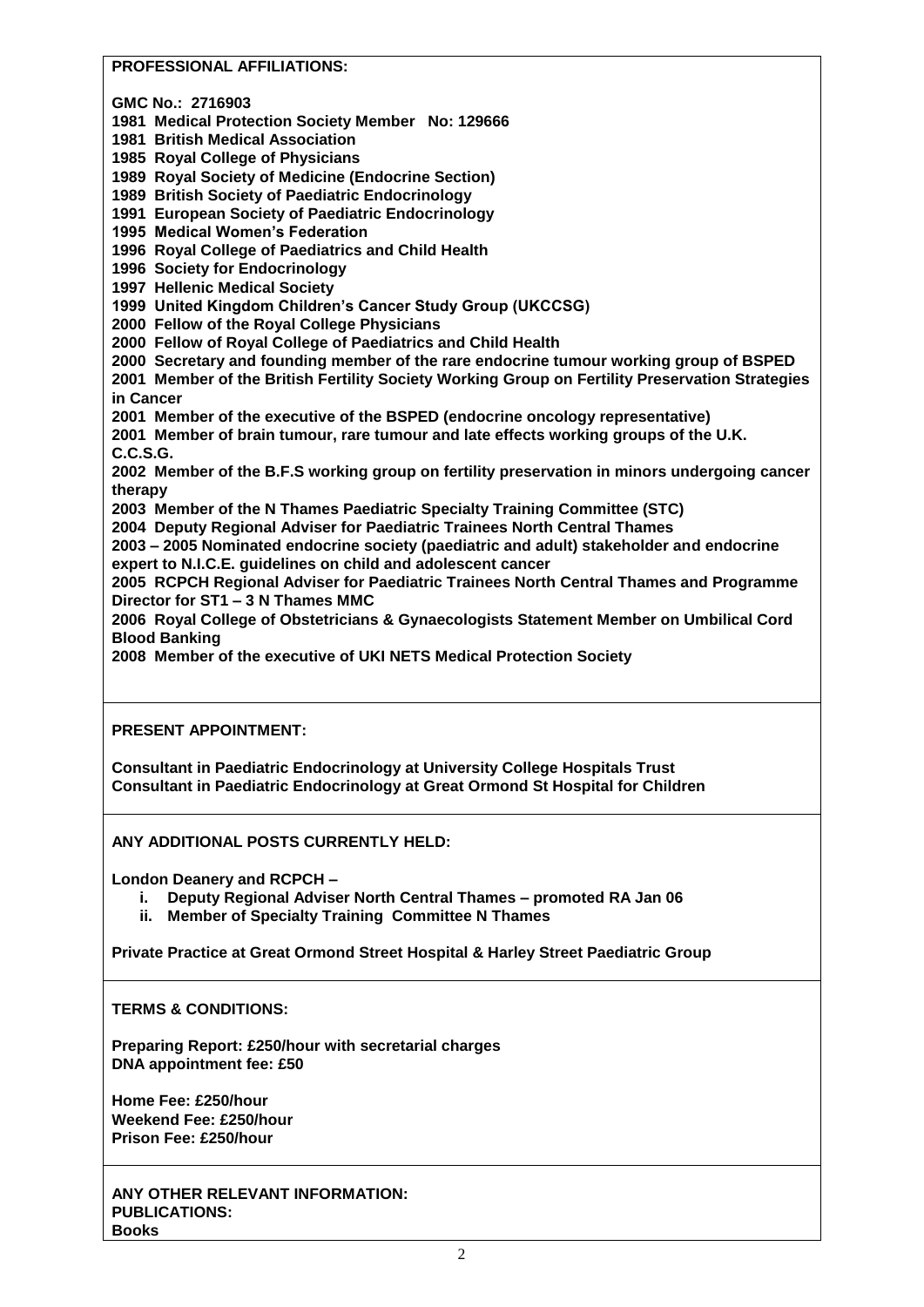**PROFESSIONAL AFFILIATIONS:**

**GMC No.: 2716903**
**1981 Medical Protection Society Member No: 129666**
**1981 British Medical Association**
**1985 Royal College of Physicians**
**1989 Royal Society of Medicine (Endocrine Section)**
**1989 British Society of Paediatric Endocrinology**
**1991 European Society of Paediatric Endocrinology**
**1995 Medical Women's Federation**
**1996 Royal College of Paediatrics and Child Health**
**1996 Society for Endocrinology**
**1997 Hellenic Medical Society**
**1999 United Kingdom Children's Cancer Study Group (UKCCSG)**
**2000 Fellow of the Royal College Physicians**
**2000 Fellow of Royal College of Paediatrics and Child Health**
**2000 Secretary and founding member of the rare endocrine tumour working group of BSPED**
**2001 Member of the British Fertility Society Working Group on Fertility Preservation Strategies in Cancer**
**2001 Member of the executive of the BSPED (endocrine oncology representative)**
**2001 Member of brain tumour, rare tumour and late effects working groups of the U.K. C.C.S.G.**
**2002 Member of the B.F.S working group on fertility preservation in minors undergoing cancer therapy**
**2003 Member of the N Thames Paediatric Specialty Training Committee (STC)**
**2004 Deputy Regional Adviser for Paediatric Trainees North Central Thames**
**2003 – 2005 Nominated endocrine society (paediatric and adult) stakeholder and endocrine expert to N.I.C.E. guidelines on child and adolescent cancer**
**2005 RCPCH Regional Adviser for Paediatric Trainees North Central Thames and Programme Director for ST1 – 3 N Thames MMC**
**2006 Royal College of Obstetricians & Gynaecologists Statement Member on Umbilical Cord Blood Banking**
**2008 Member of the executive of UKI NETS Medical Protection Society**

**PRESENT APPOINTMENT:**

**Consultant in Paediatric Endocrinology at University College Hospitals Trust**
**Consultant in Paediatric Endocrinology at Great Ormond St Hospital for Children**

**ANY ADDITIONAL POSTS CURRENTLY HELD:**

**London Deanery and RCPCH –**

- **i. Deputy Regional Adviser North Central Thames – promoted RA Jan 06**
- **ii. Member of Specialty Training Committee N Thames**

**Private Practice at Great Ormond Street Hospital & Harley Street Paediatric Group**

**TERMS & CONDITIONS:**

**Preparing Report: £250/hour with secretarial charges**
**DNA appointment fee: £50**

**Home Fee: £250/hour**
**Weekend Fee: £250/hour**
**Prison Fee: £250/hour**

**ANY OTHER RELEVANT INFORMATION:**
**PUBLICATIONS:**
**Books**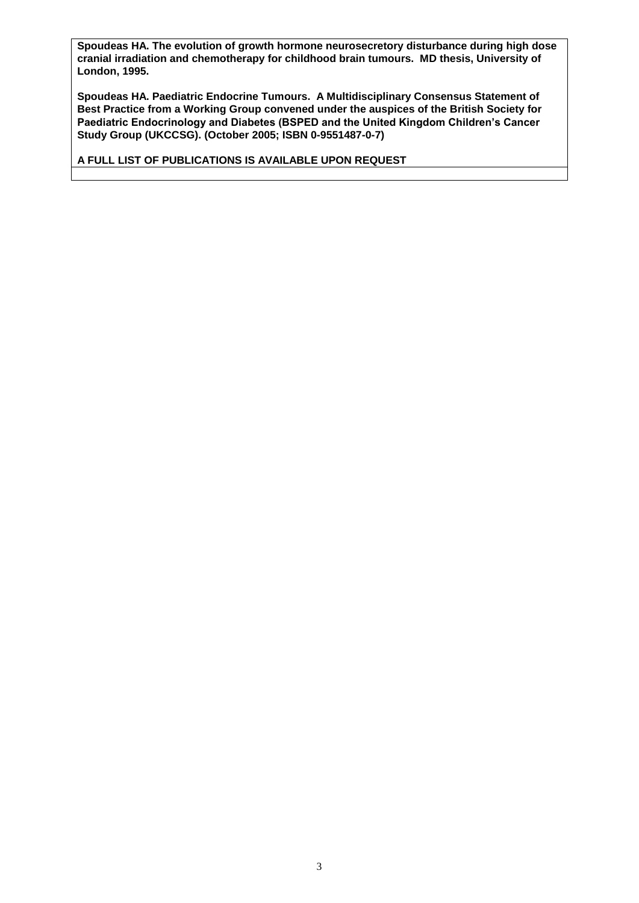**Spoudeas HA. The evolution of growth hormone neurosecretory disturbance during high dose cranial irradiation and chemotherapy for childhood brain tumours. MD thesis, University of London, 1995.**

**Spoudeas HA. Paediatric Endocrine Tumours. A Multidisciplinary Consensus Statement of Best Practice from a Working Group convened under the auspices of the British Society for Paediatric Endocrinology and Diabetes (BSPED and the United Kingdom Children's Cancer Study Group (UKCCSG). (October 2005; ISBN 0-9551487-0-7)**

**A FULL LIST OF PUBLICATIONS IS AVAILABLE UPON REQUEST**